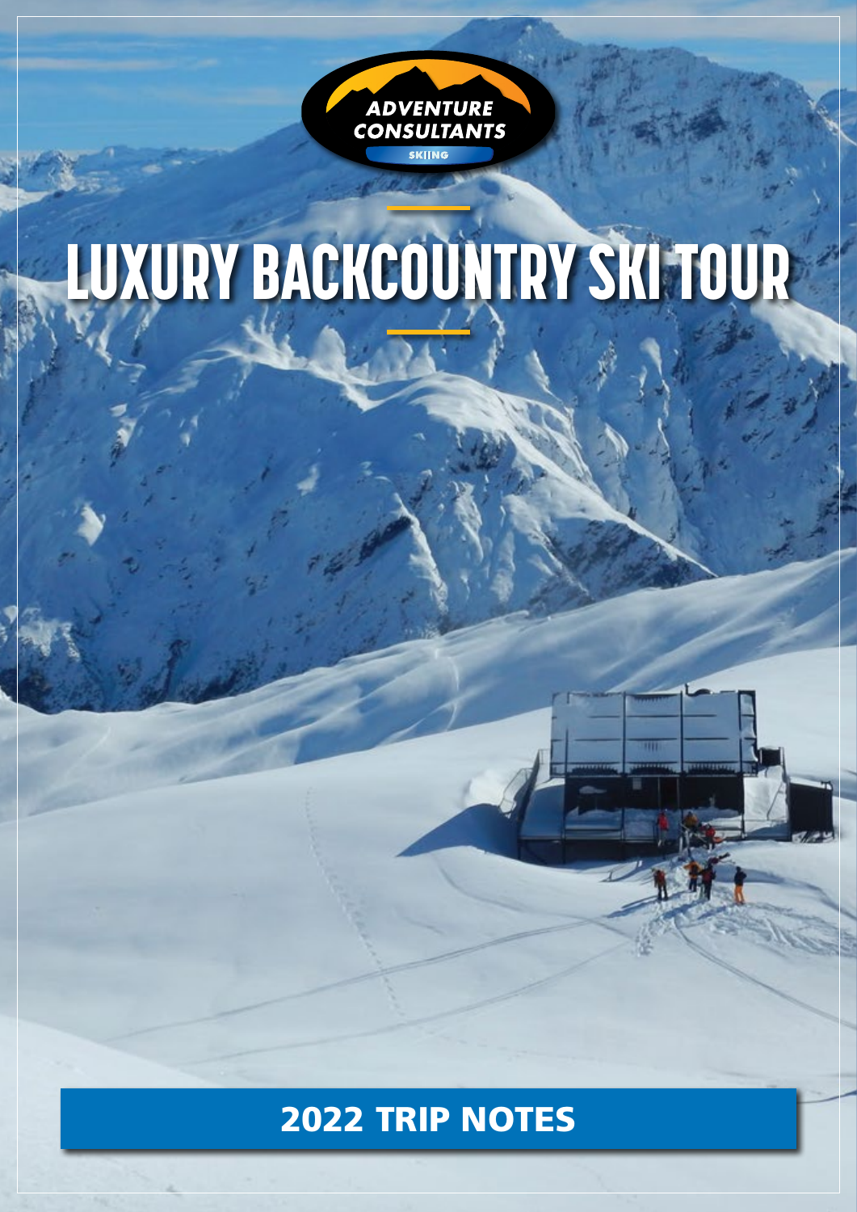ADVENTURE CONSULTANTS
SKIING

# LUXURY BACKCOUNTRY SKI TOUR

## 2022 TRIP NOTES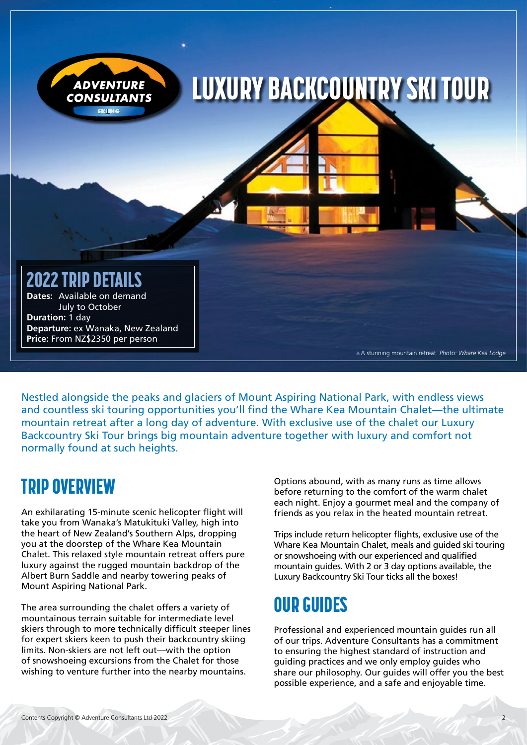# LUXURY BACKCOUNTRY SKI TOUR

## 2022 TRIP DETAILS

**Dates:** Available on demand
July to October
**Duration:** 1 day
**Departure:** ex Wanaka, New Zealand
**Price:** From NZ$2350 per person

▲A stunning mountain retreat. *Photo: Whare Kea Lodge*

Nestled alongside the peaks and glaciers of Mount Aspiring National Park, with endless views and countless ski touring opportunities you'll find the Whare Kea Mountain Chalet—the ultimate mountain retreat after a long day of adventure. With exclusive use of the chalet our Luxury Backcountry Ski Tour brings big mountain adventure together with luxury and comfort not normally found at such heights.

## TRIP OVERVIEW

An exhilarating 15-minute scenic helicopter flight will take you from Wanaka's Matukituki Valley, high into the heart of New Zealand's Southern Alps, dropping you at the doorstep of the Whare Kea Mountain Chalet. This relaxed style mountain retreat offers pure luxury against the rugged mountain backdrop of the Albert Burn Saddle and nearby towering peaks of Mount Aspiring National Park.

The area surrounding the chalet offers a variety of mountainous terrain suitable for intermediate level skiers through to more technically difficult steeper lines for expert skiers keen to push their backcountry skiing limits. Non-skiers are not left out—with the option of snowshoeing excursions from the Chalet for those wishing to venture further into the nearby mountains.

Options abound, with as many runs as time allows before returning to the comfort of the warm chalet each night. Enjoy a gourmet meal and the company of friends as you relax in the heated mountain retreat.

Trips include return helicopter flights, exclusive use of the Whare Kea Mountain Chalet, meals and guided ski touring or snowshoeing with our experienced and qualified mountain guides. With 2 or 3 day options available, the Luxury Backcountry Ski Tour ticks all the boxes!

## OUR GUIDES

Professional and experienced mountain guides run all of our trips. Adventure Consultants has a commitment to ensuring the highest standard of instruction and guiding practices and we only employ guides who share our philosophy. Our guides will offer you the best possible experience, and a safe and enjoyable time.

Contents Copyright © Adventure Consultants Ltd 2022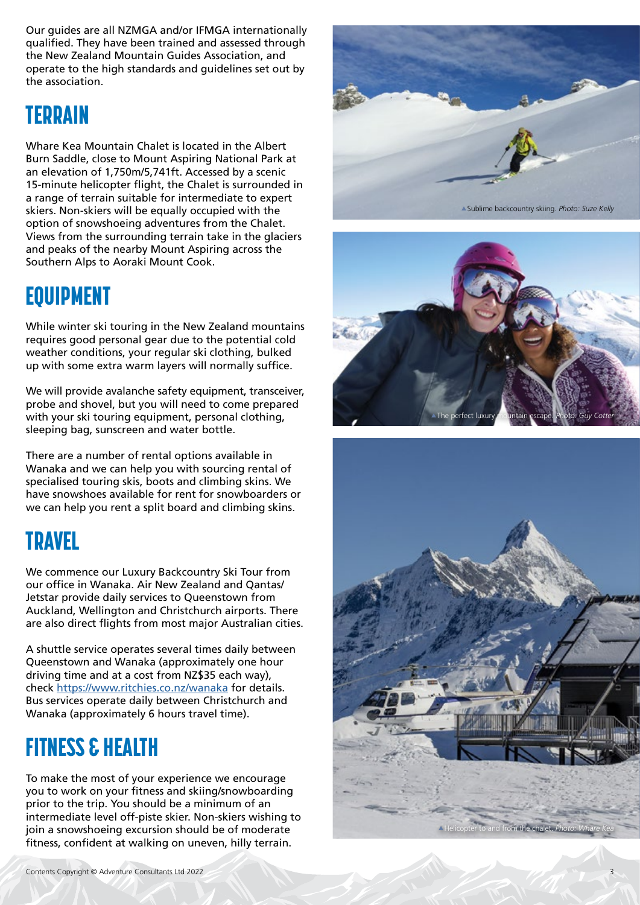Our guides are all NZMGA and/or IFMGA internationally qualified. They have been trained and assessed through the New Zealand Mountain Guides Association, and operate to the high standards and guidelines set out by the association.

## TERRAIN

Whare Kea Mountain Chalet is located in the Albert Burn Saddle, close to Mount Aspiring National Park at an elevation of 1,750m/5,741ft. Accessed by a scenic 15-minute helicopter flight, the Chalet is surrounded in a range of terrain suitable for intermediate to expert skiers. Non-skiers will be equally occupied with the option of snowshoeing adventures from the Chalet. Views from the surrounding terrain take in the glaciers and peaks of the nearby Mount Aspiring across the Southern Alps to Aoraki Mount Cook.

## EQUIPMENT

While winter ski touring in the New Zealand mountains requires good personal gear due to the potential cold weather conditions, your regular ski clothing, bulked up with some extra warm layers will normally suffice.

We will provide avalanche safety equipment, transceiver, probe and shovel, but you will need to come prepared with your ski touring equipment, personal clothing, sleeping bag, sunscreen and water bottle.

There are a number of rental options available in Wanaka and we can help you with sourcing rental of specialised touring skis, boots and climbing skins. We have snowshoes available for rent for snowboarders or we can help you rent a split board and climbing skins.

## TRAVEL

We commence our Luxury Backcountry Ski Tour from our office in Wanaka. Air New Zealand and Qantas/ Jetstar provide daily services to Queenstown from Auckland, Wellington and Christchurch airports. There are also direct flights from most major Australian cities.

A shuttle service operates several times daily between Queenstown and Wanaka (approximately one hour driving time and at a cost from NZ$35 each way), check https://www.ritchies.co.nz/wanaka for details. Bus services operate daily between Christchurch and Wanaka (approximately 6 hours travel time).

## FITNESS & HEALTH

To make the most of your experience we encourage you to work on your fitness and skiing/snowboarding prior to the trip. You should be a minimum of an intermediate level off-piste skier. Non-skiers wishing to join a snowshoeing excursion should be of moderate fitness, confident at walking on uneven, hilly terrain.

▲Sublime backcountry skiing. *Photo: Suze Kelly*

▲The perfect luxury mountain escape. *Photo: Guy Cotter*

▲Helicopter to and from the chalet. *Photo: Whare Kea*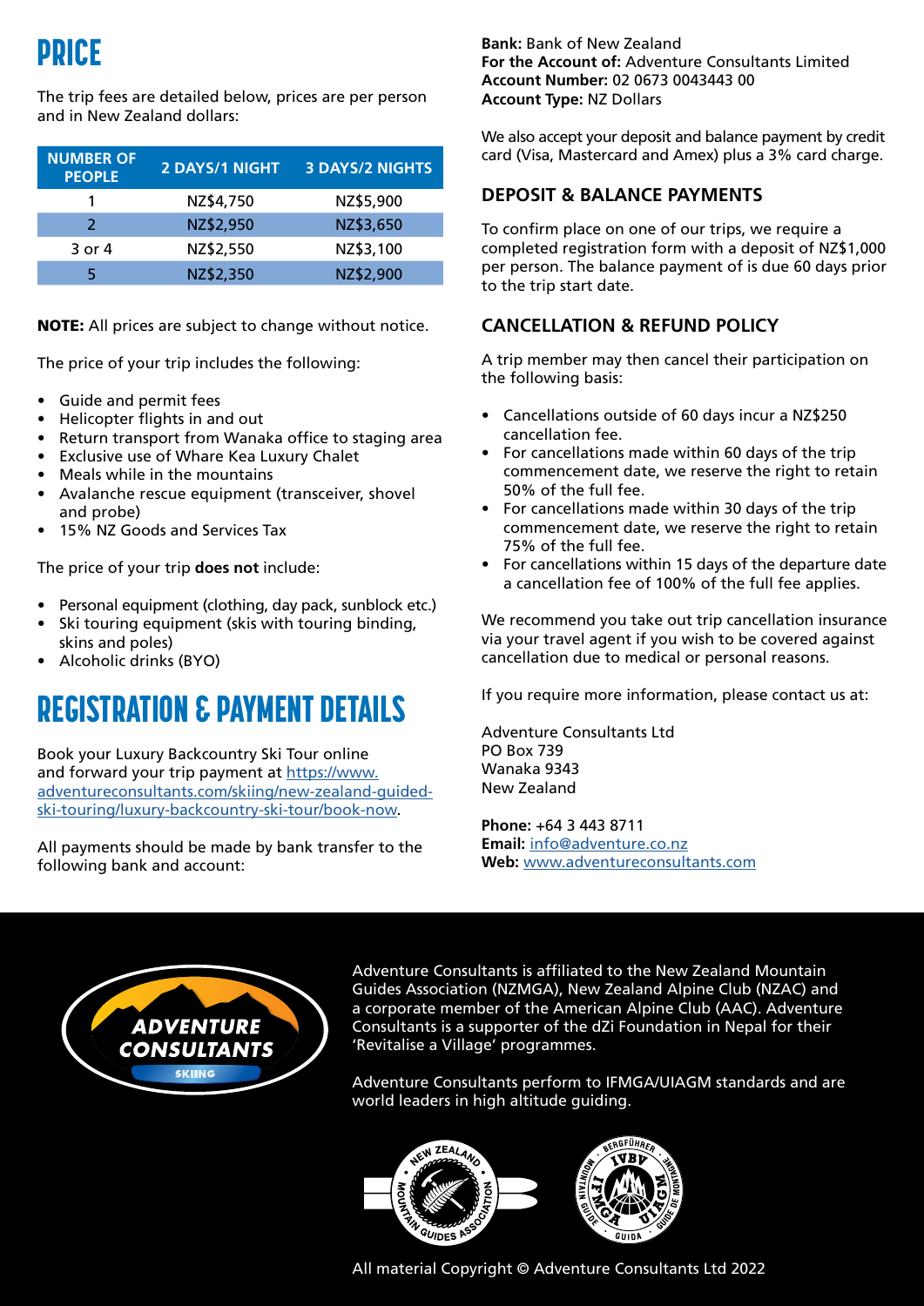# PRICE

The trip fees are detailed below, prices are per person and in New Zealand dollars:

| NUMBER OF PEOPLE | 2 DAYS/1 NIGHT | 3 DAYS/2 NIGHTS |
|---|---|---|
| 1 | NZ$4,750 | NZ$5,900 |
| 2 | NZ$2,950 | NZ$3,650 |
| 3 or 4 | NZ$2,550 | NZ$3,100 |
| 5 | NZ$2,350 | NZ$2,900 |

**NOTE:** All prices are subject to change without notice.

The price of your trip includes the following:

- Guide and permit fees
- Helicopter flights in and out
- Return transport from Wanaka office to staging area
- Exclusive use of Whare Kea Luxury Chalet
- Meals while in the mountains
- Avalanche rescue equipment (transceiver, shovel and probe)
- 15% NZ Goods and Services Tax

The price of your trip **does not** include:

- Personal equipment (clothing, day pack, sunblock etc.)
- Ski touring equipment (skis with touring binding, skins and poles)
- Alcoholic drinks (BYO)

# REGISTRATION & PAYMENT DETAILS

Book your Luxury Backcountry Ski Tour online and forward your trip payment at https://www.adventureconsultants.com/skiing/new-zealand-guided-ski-touring/luxury-backcountry-ski-tour/book-now.

All payments should be made by bank transfer to the following bank and account:

**Bank:** Bank of New Zealand
**For the Account of:** Adventure Consultants Limited
**Account Number:** 02 0673 0043443 00
**Account Type:** NZ Dollars

We also accept your deposit and balance payment by credit card (Visa, Mastercard and Amex) plus a 3% card charge.

## DEPOSIT & BALANCE PAYMENTS

To confirm place on one of our trips, we require a completed registration form with a deposit of NZ$1,000 per person. The balance payment of is due 60 days prior to the trip start date.

## CANCELLATION & REFUND POLICY

A trip member may then cancel their participation on the following basis:

- Cancellations outside of 60 days incur a NZ$250 cancellation fee.
- For cancellations made within 60 days of the trip commencement date, we reserve the right to retain 50% of the full fee.
- For cancellations made within 30 days of the trip commencement date, we reserve the right to retain 75% of the full fee.
- For cancellations within 15 days of the departure date a cancellation fee of 100% of the full fee applies.

We recommend you take out trip cancellation insurance via your travel agent if you wish to be covered against cancellation due to medical or personal reasons.

If you require more information, please contact us at:

Adventure Consultants Ltd
PO Box 739
Wanaka 9343
New Zealand

**Phone:** +64 3 443 8711
**Email:** info@adventure.co.nz
**Web:** www.adventureconsultants.com

Adventure Consultants is affiliated to the New Zealand Mountain Guides Association (NZMGA), New Zealand Alpine Club (NZAC) and a corporate member of the American Alpine Club (AAC). Adventure Consultants is a supporter of the dZi Foundation in Nepal for their 'Revitalise a Village' programmes.

Adventure Consultants perform to IFMGA/UIAGM standards and are world leaders in high altitude guiding.

All material Copyright © Adventure Consultants Ltd 2022